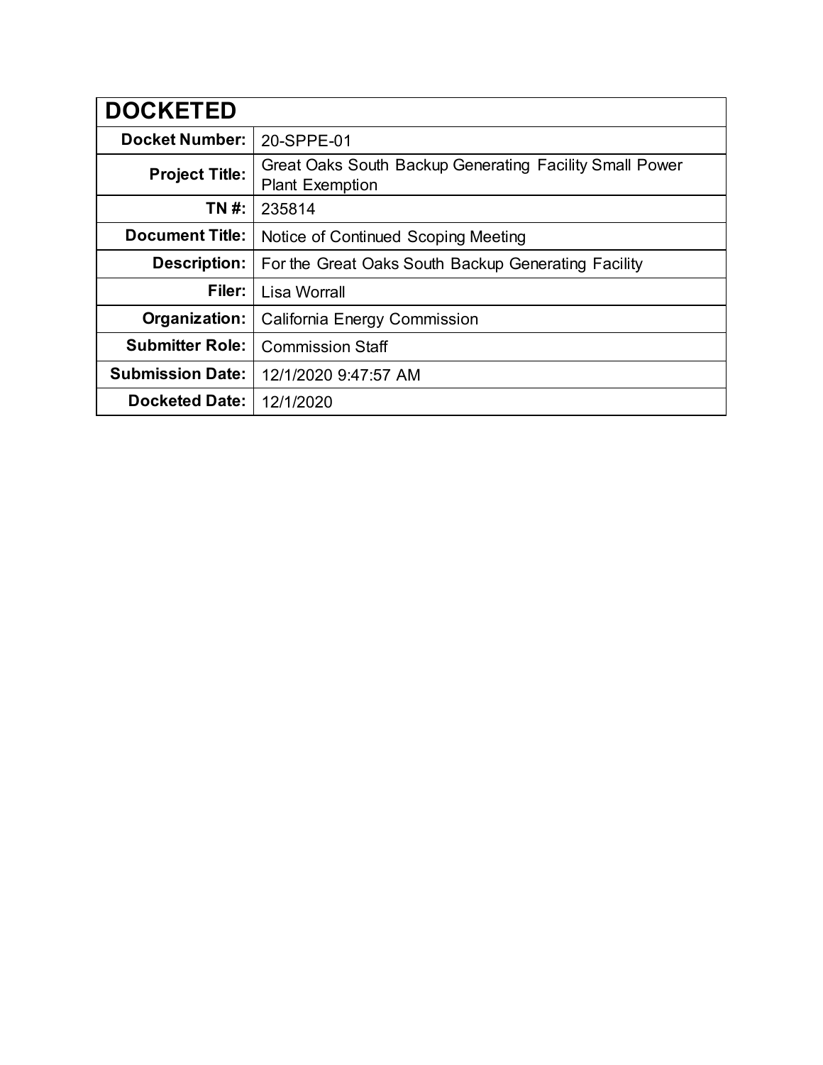| DOCKETED | |
|---|---|
| **Docket Number:** | 20-SPPE-01 |
| **Project Title:** | Great Oaks South Backup Generating Facility Small Power Plant Exemption |
| **TN #:** | 235814 |
| **Document Title:** | Notice of Continued Scoping Meeting |
| **Description:** | For the Great Oaks South Backup Generating Facility |
| **Filer:** | Lisa Worrall |
| **Organization:** | California Energy Commission |
| **Submitter Role:** | Commission Staff |
| **Submission Date:** | 12/1/2020 9:47:57 AM |
| **Docketed Date:** | 12/1/2020 |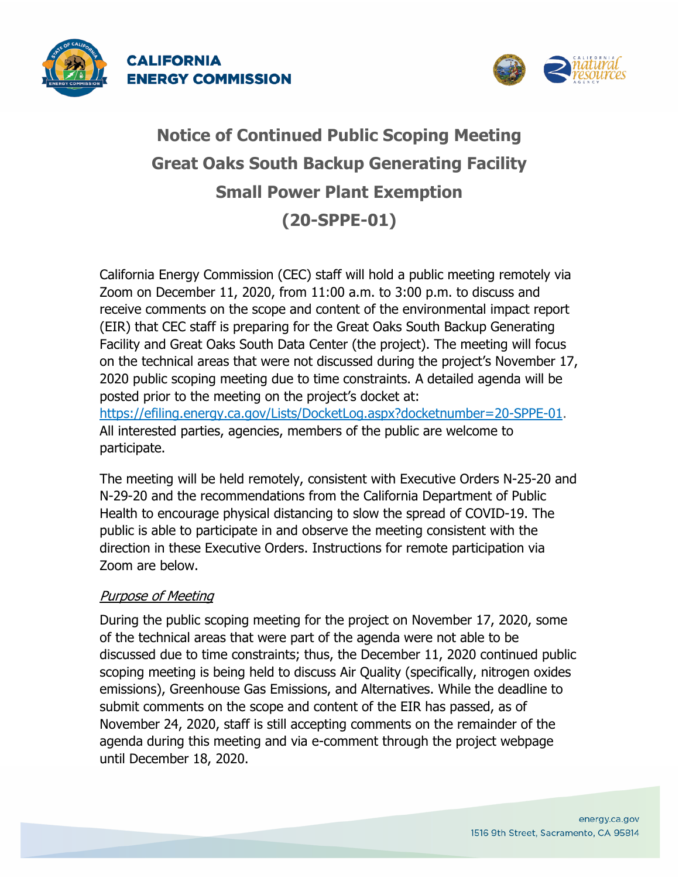# Notice of Continued Public Scoping Meeting
# Great Oaks South Backup Generating Facility
# Small Power Plant Exemption
# (20-SPPE-01)

California Energy Commission (CEC) staff will hold a public meeting remotely via Zoom on December 11, 2020, from 11:00 a.m. to 3:00 p.m. to discuss and receive comments on the scope and content of the environmental impact report (EIR) that CEC staff is preparing for the Great Oaks South Backup Generating Facility and Great Oaks South Data Center (the project). The meeting will focus on the technical areas that were not discussed during the project's November 17, 2020 public scoping meeting due to time constraints. A detailed agenda will be posted prior to the meeting on the project's docket at: https://efiling.energy.ca.gov/Lists/DocketLog.aspx?docketnumber=20-SPPE-01. All interested parties, agencies, members of the public are welcome to participate.

The meeting will be held remotely, consistent with Executive Orders N-25-20 and N-29-20 and the recommendations from the California Department of Public Health to encourage physical distancing to slow the spread of COVID-19. The public is able to participate in and observe the meeting consistent with the direction in these Executive Orders. Instructions for remote participation via Zoom are below.

*Purpose of Meeting*

During the public scoping meeting for the project on November 17, 2020, some of the technical areas that were part of the agenda were not able to be discussed due to time constraints; thus, the December 11, 2020 continued public scoping meeting is being held to discuss Air Quality (specifically, nitrogen oxides emissions), Greenhouse Gas Emissions, and Alternatives. While the deadline to submit comments on the scope and content of the EIR has passed, as of November 24, 2020, staff is still accepting comments on the remainder of the agenda during this meeting and via e-comment through the project webpage until December 18, 2020.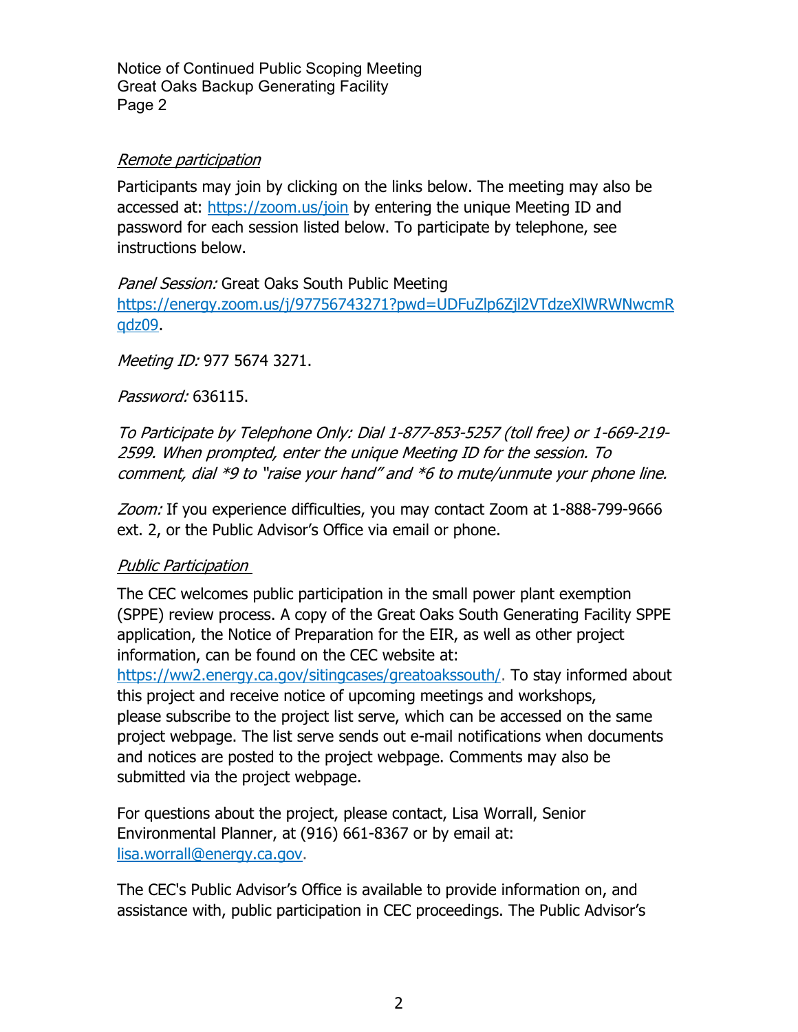*Remote participation*

Participants may join by clicking on the links below. The meeting may also be accessed at: https://zoom.us/join by entering the unique Meeting ID and password for each session listed below. To participate by telephone, see instructions below.

*Panel Session:* Great Oaks South Public Meeting
https://energy.zoom.us/j/97756743271?pwd=UDFuZlp6Zjl2VTdzeXlWRWNwcmRqdz09.

*Meeting ID:* 977 5674 3271.

*Password:* 636115.

*To Participate by Telephone Only: Dial 1-877-853-5257 (toll free) or 1-669-219-2599. When prompted, enter the unique Meeting ID for the session. To comment, dial *9 to "raise your hand" and *6 to mute/unmute your phone line.*

*Zoom:* If you experience difficulties, you may contact Zoom at 1-888-799-9666 ext. 2, or the Public Advisor's Office via email or phone.

*Public Participation*

The CEC welcomes public participation in the small power plant exemption (SPPE) review process. A copy of the Great Oaks South Generating Facility SPPE application, the Notice of Preparation for the EIR, as well as other project information, can be found on the CEC website at: https://ww2.energy.ca.gov/sitingcases/greatoakssouth/. To stay informed about this project and receive notice of upcoming meetings and workshops, please subscribe to the project list serve, which can be accessed on the same project webpage. The list serve sends out e-mail notifications when documents and notices are posted to the project webpage. Comments may also be submitted via the project webpage.

For questions about the project, please contact, Lisa Worrall, Senior Environmental Planner, at (916) 661-8367 or by email at: lisa.worrall@energy.ca.gov.

The CEC's Public Advisor's Office is available to provide information on, and assistance with, public participation in CEC proceedings. The Public Advisor's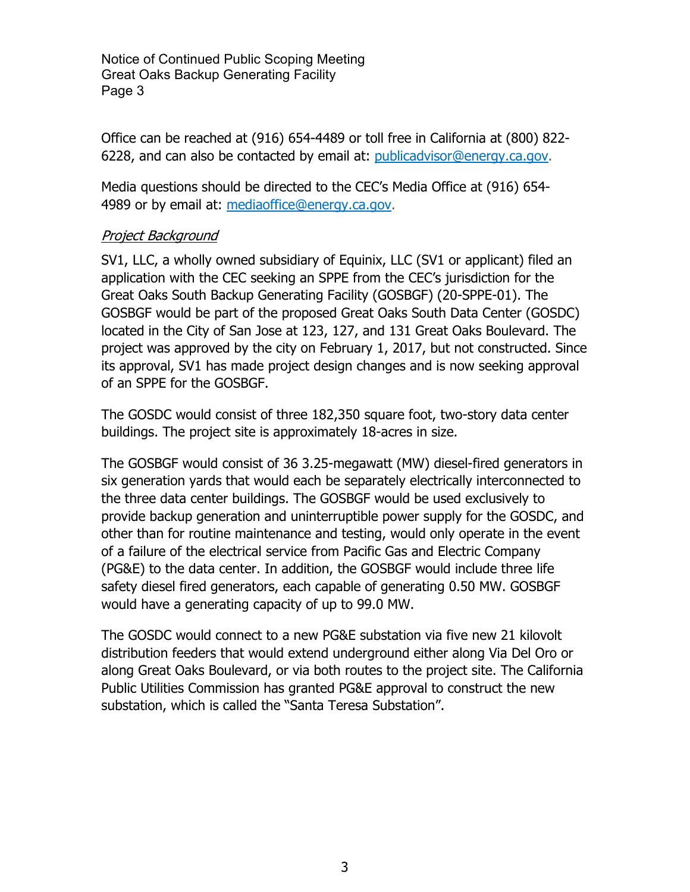Office can be reached at (916) 654-4489 or toll free in California at (800) 822-6228, and can also be contacted by email at: publicadvisor@energy.ca.gov.

Media questions should be directed to the CEC's Media Office at (916) 654-4989 or by email at: mediaoffice@energy.ca.gov.

*Project Background*

SV1, LLC, a wholly owned subsidiary of Equinix, LLC (SV1 or applicant) filed an application with the CEC seeking an SPPE from the CEC's jurisdiction for the Great Oaks South Backup Generating Facility (GOSBGF) (20-SPPE-01). The GOSBGF would be part of the proposed Great Oaks South Data Center (GOSDC) located in the City of San Jose at 123, 127, and 131 Great Oaks Boulevard. The project was approved by the city on February 1, 2017, but not constructed. Since its approval, SV1 has made project design changes and is now seeking approval of an SPPE for the GOSBGF.

The GOSDC would consist of three 182,350 square foot, two-story data center buildings. The project site is approximately 18-acres in size.

The GOSBGF would consist of 36 3.25-megawatt (MW) diesel-fired generators in six generation yards that would each be separately electrically interconnected to the three data center buildings. The GOSBGF would be used exclusively to provide backup generation and uninterruptible power supply for the GOSDC, and other than for routine maintenance and testing, would only operate in the event of a failure of the electrical service from Pacific Gas and Electric Company (PG&E) to the data center. In addition, the GOSBGF would include three life safety diesel fired generators, each capable of generating 0.50 MW. GOSBGF would have a generating capacity of up to 99.0 MW.

The GOSDC would connect to a new PG&E substation via five new 21 kilovolt distribution feeders that would extend underground either along Via Del Oro or along Great Oaks Boulevard, or via both routes to the project site. The California Public Utilities Commission has granted PG&E approval to construct the new substation, which is called the "Santa Teresa Substation".